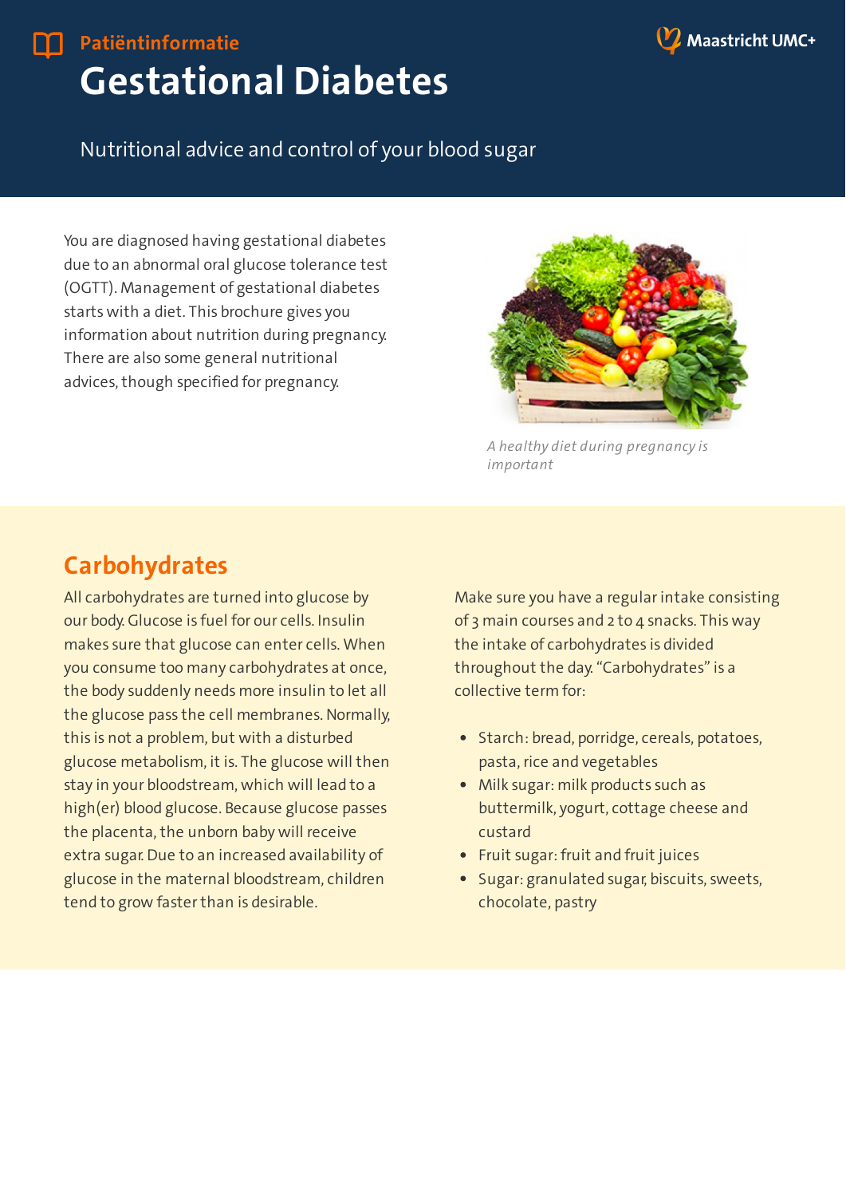Patiëntinformatie

# Gestational Diabetes

Nutritional advice and control of your blood sugar

You are diagnosed having gestational diabetes due to an abnormal oral glucose tolerance test (OGTT). Management of gestational diabetes starts with a diet. This brochure gives you information about nutrition during pregnancy. There are also some general nutritional advices, though specified for pregnancy.

*A healthy diet during pregnancy is important*

## Carbohydrates

All carbohydrates are turned into glucose by our body. Glucose is fuel for our cells. Insulin makes sure that glucose can enter cells. When you consume too many carbohydrates at once, the body suddenly needs more insulin to let all the glucose pass the cell membranes. Normally, this is not a problem, but with a disturbed glucose metabolism, it is. The glucose will then stay in your bloodstream, which will lead to a high(er) blood glucose. Because glucose passes the placenta, the unborn baby will receive extra sugar. Due to an increased availability of glucose in the maternal bloodstream, children tend to grow faster than is desirable.

Make sure you have a regular intake consisting of 3 main courses and 2 to 4 snacks. This way the intake of carbohydrates is divided throughout the day. "Carbohydrates" is a collective term for:

- Starch: bread, porridge, cereals, potatoes, pasta, rice and vegetables
- Milk sugar: milk products such as buttermilk, yogurt, cottage cheese and custard
- Fruit sugar: fruit and fruit juices
- Sugar: granulated sugar, biscuits, sweets, chocolate, pastry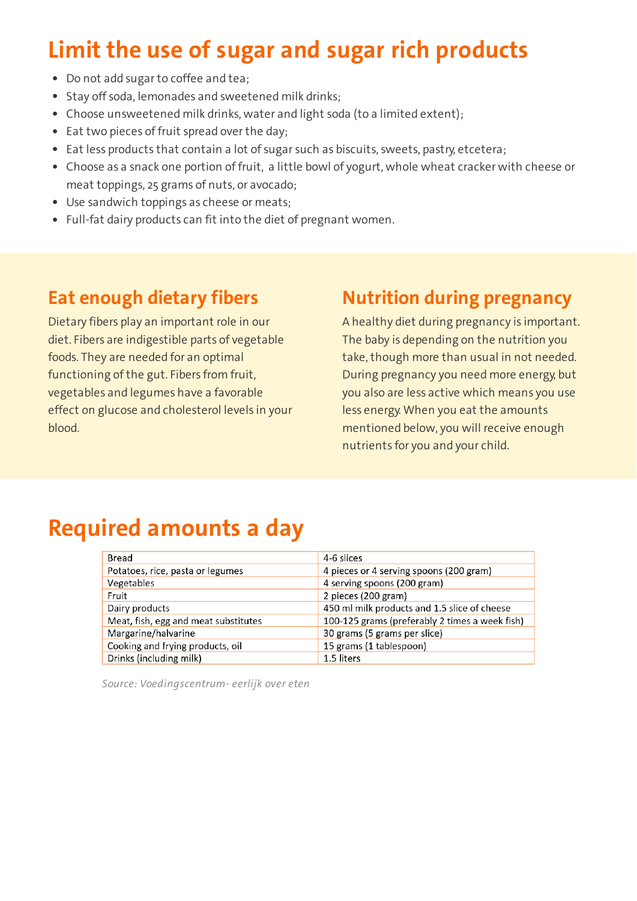# Limit the use of sugar and sugar rich products

- Do not add sugar to coffee and tea;
- Stay off soda, lemonades and sweetened milk drinks;
- Choose unsweetened milk drinks, water and light soda (to a limited extent);
- Eat two pieces of fruit spread over the day;
- Eat less products that contain a lot of sugar such as biscuits, sweets, pastry, etcetera;
- Choose as a snack one portion of fruit, a little bowl of yogurt, whole wheat cracker with cheese or meat toppings, 25 grams of nuts, or avocado;
- Use sandwich toppings as cheese or meats;
- Full-fat dairy products can fit into the diet of pregnant women.

## Eat enough dietary fibers

Dietary fibers play an important role in our diet. Fibers are indigestible parts of vegetable foods. They are needed for an optimal functioning of the gut. Fibers from fruit, vegetables and legumes have a favorable effect on glucose and cholesterol levels in your blood.

## Nutrition during pregnancy

A healthy diet during pregnancy is important. The baby is depending on the nutrition you take, though more than usual in not needed. During pregnancy you need more energy, but you also are less active which means you use less energy. When you eat the amounts mentioned below, you will receive enough nutrients for you and your child.

# Required amounts a day

| | |
|---|---|
| Bread | 4-6 slices |
| Potatoes, rice, pasta or legumes | 4 pieces or 4 serving spoons (200 gram) |
| Vegetables | 4 serving spoons (200 gram) |
| Fruit | 2 pieces (200 gram) |
| Dairy products | 450 ml milk products and 1.5 slice of cheese |
| Meat, fish, egg and meat substitutes | 100-125 grams (preferably 2 times a week fish) |
| Margarine/halvarine | 30 grams (5 grams per slice) |
| Cooking and frying products, oil | 15 grams (1 tablespoon) |
| Drinks (including milk) | 1.5 liters |

*Source: Voedingscentrum- eerlijk over eten*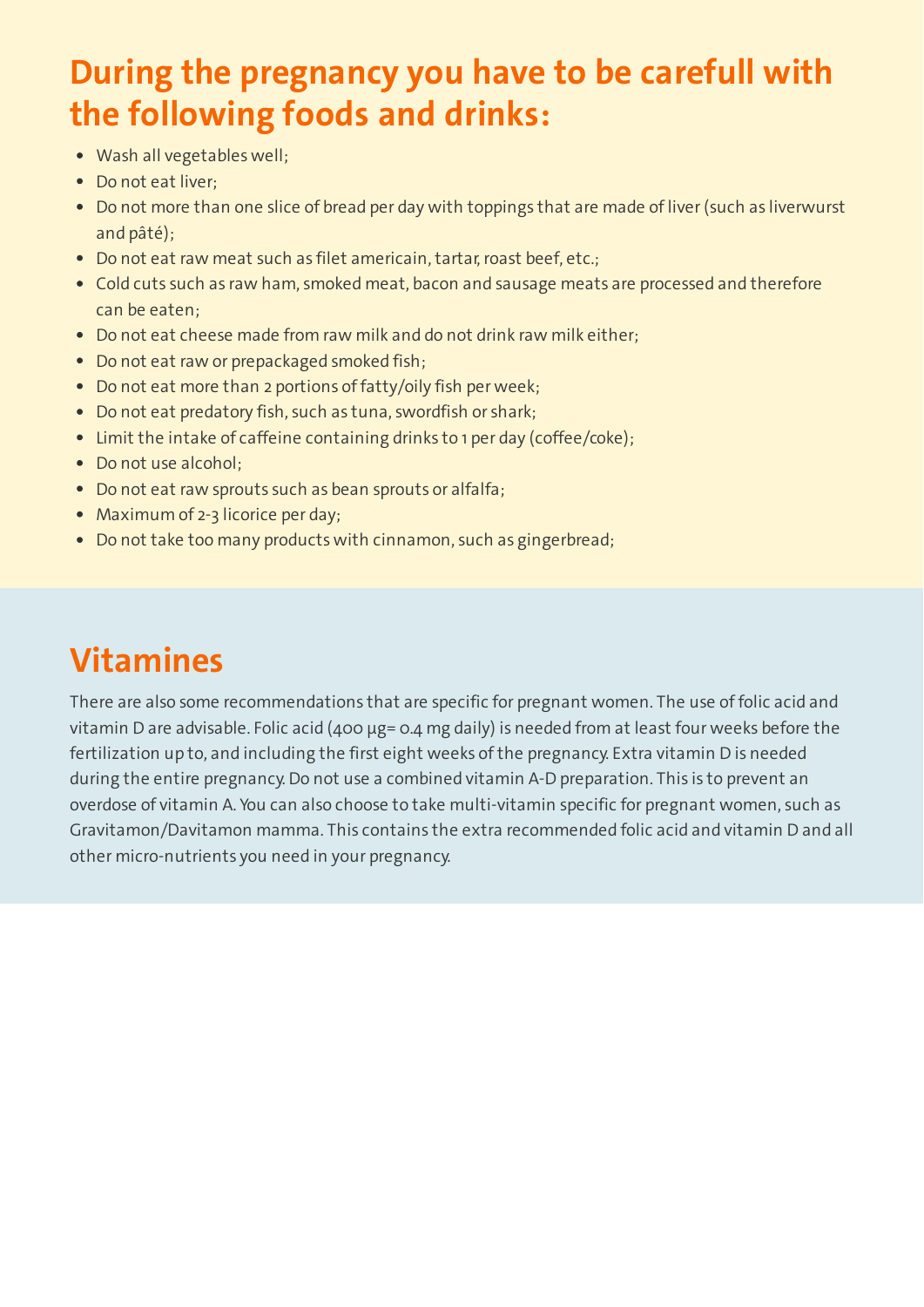## During the pregnancy you have to be carefull with the following foods and drinks:

- Wash all vegetables well;
- Do not eat liver;
- Do not more than one slice of bread per day with toppings that are made of liver (such as liverwurst and pâté);
- Do not eat raw meat such as filet americain, tartar, roast beef, etc.;
- Cold cuts such as raw ham, smoked meat, bacon and sausage meats are processed and therefore can be eaten;
- Do not eat cheese made from raw milk and do not drink raw milk either;
- Do not eat raw or prepackaged smoked fish;
- Do not eat more than 2 portions of fatty/oily fish per week;
- Do not eat predatory fish, such as tuna, swordfish or shark;
- Limit the intake of caffeine containing drinks to 1 per day (coffee/coke);
- Do not use alcohol;
- Do not eat raw sprouts such as bean sprouts or alfalfa;
- Maximum of 2-3 licorice per day;
- Do not take too many products with cinnamon, such as gingerbread;

## Vitamines

There are also some recommendations that are specific for pregnant women. The use of folic acid and vitamin D are advisable. Folic acid (400 µg= 0.4 mg daily) is needed from at least four weeks before the fertilization up to, and including the first eight weeks of the pregnancy. Extra vitamin D is needed during the entire pregnancy. Do not use a combined vitamin A-D preparation. This is to prevent an overdose of vitamin A. You can also choose to take multi-vitamin specific for pregnant women, such as Gravitamon/Davitamon mamma. This contains the extra recommended folic acid and vitamin D and all other micro-nutrients you need in your pregnancy.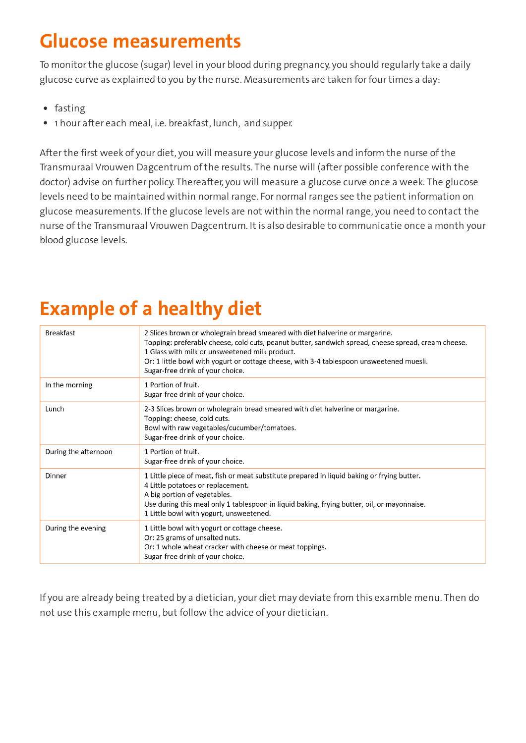## Glucose measurements

To monitor the glucose (sugar) level in your blood during pregnancy, you should regularly take a daily glucose curve as explained to you by the nurse. Measurements are taken for four times a day:

- fasting
- 1 hour after each meal, i.e. breakfast, lunch, and supper.

After the first week of your diet, you will measure your glucose levels and inform the nurse of the Transmuraal Vrouwen Dagcentrum of the results. The nurse will (after possible conference with the doctor) advise on further policy. Thereafter, you will measure a glucose curve once a week. The glucose levels need to be maintained within normal range. For normal ranges see the patient information on glucose measurements. If the glucose levels are not within the normal range, you need to contact the nurse of the Transmuraal Vrouwen Dagcentrum. It is also desirable to communicatie once a month your blood glucose levels.

## Example of a healthy diet

| | |
|---|---|
| Breakfast | 2 Slices brown or wholegrain bread smeared with diet halverine or margarine.<br>Topping: preferably cheese, cold cuts, peanut butter, sandwich spread, cheese spread, cream cheese.<br>1 Glass with milk or unsweetened milk product.<br>Or: 1 little bowl with yogurt or cottage cheese, with 3-4 tablespoon unsweetened muesli.<br>Sugar-free drink of your choice. |
| In the morning | 1 Portion of fruit.<br>Sugar-free drink of your choice. |
| Lunch | 2-3 Slices brown or wholegrain bread smeared with diet halverine or margarine.<br>Topping: cheese, cold cuts.<br>Bowl with raw vegetables/cucumber/tomatoes.<br>Sugar-free drink of your choice. |
| During the afternoon | 1 Portion of fruit.<br>Sugar-free drink of your choice. |
| Dinner | 1 Little piece of meat, fish or meat substitute prepared in liquid baking or frying butter.<br>4 Little potatoes or replacement.<br>A big portion of vegetables.<br>Use during this meal only 1 tablespoon in liquid baking, frying butter, oil, or mayonnaise.<br>1 Little bowl with yogurt, unsweetened. |
| During the evening | 1 Little bowl with yogurt or cottage cheese.<br>Or: 25 grams of unsalted nuts.<br>Or: 1 whole wheat cracker with cheese or meat toppings.<br>Sugar-free drink of your choice. |

If you are already being treated by a dietician, your diet may deviate from this examble menu. Then do not use this example menu, but follow the advice of your dietician.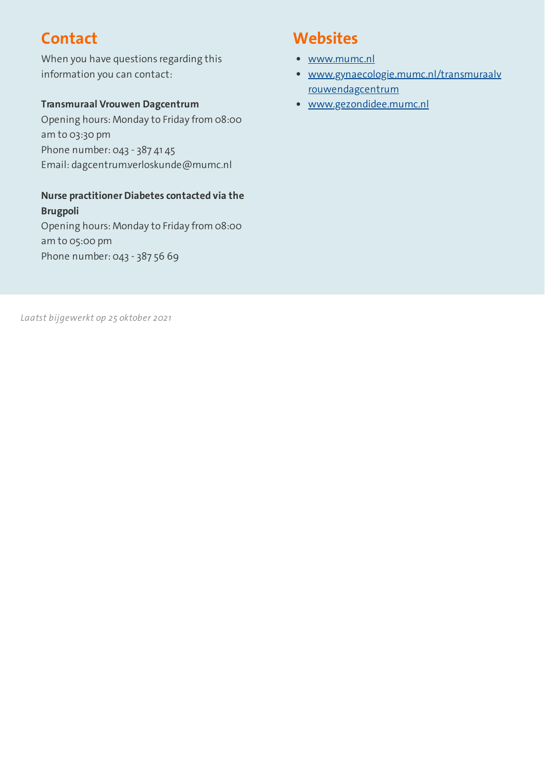## Contact

When you have questions regarding this information you can contact:

**Transmuraal Vrouwen Dagcentrum**
Opening hours: Monday to Friday from 08:00 am to 03:30 pm
Phone number: 043 - 387 41 45
Email: dagcentrum.verloskunde@mumc.nl

**Nurse practitioner Diabetes contacted via the Brugpoli**
Opening hours: Monday to Friday from 08:00 am to 05:00 pm
Phone number: 043 - 387 56 69

## Websites

- www.mumc.nl
- www.gynaecologie.mumc.nl/transmuraalvrouwendagcentrum
- www.gezondidee.mumc.nl

*Laatst bijgewerkt op 25 oktober 2021*